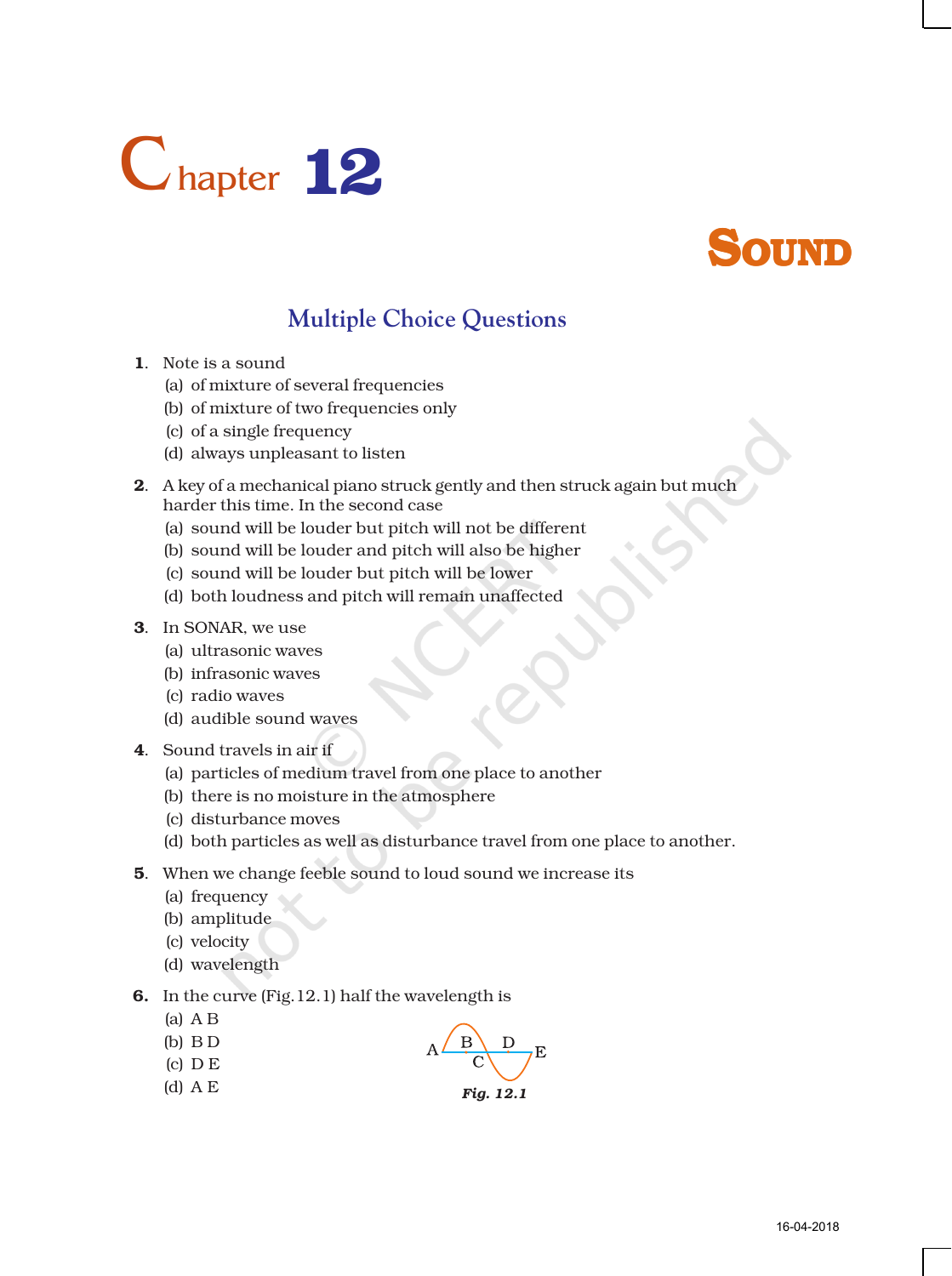# Chapter 12

# SOUND

## Multiple Choice Questions

**1.** Note is a sound

(a) of mixture of several frequencies

(b) of mixture of two frequencies only

(c) of a single frequency

(d) always unpleasant to listen

**2.** A key of a mechanical piano struck gently and then struck again but much harder this time. In the second case

(a) sound will be louder but pitch will not be different

(b) sound will be louder and pitch will also be higher

(c) sound will be louder but pitch will be lower

(d) both loudness and pitch will remain unaffected

**3.** In SONAR, we use

(a) ultrasonic waves

(b) infrasonic waves

(c) radio waves

(d) audible sound waves

**4.** Sound travels in air if

(a) particles of medium travel from one place to another

(b) there is no moisture in the atmosphere

(c) disturbance moves

(d) both particles as well as disturbance travel from one place to another.

**5.** When we change feeble sound to loud sound we increase its

(a) frequency

(b) amplitude

(c) velocity

(d) wavelength

**6.** In the curve (Fig. 12.1) half the wavelength is

(a) A B

(b) B D

(c) D E

(d) A E

*Fig. 12.1*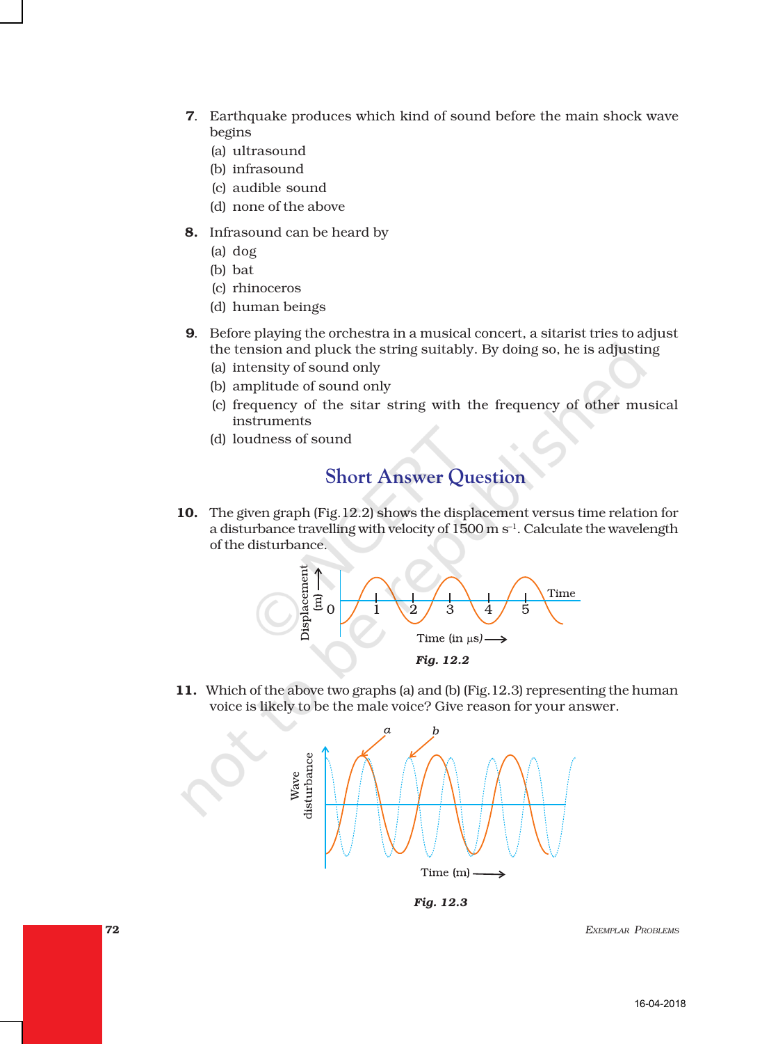7. Earthquake produces which kind of sound before the main shock wave begins
   (a) ultrasound
   (b) infrasound
   (c) audible sound
   (d) none of the above

8. Infrasound can be heard by
   (a) dog
   (b) bat
   (c) rhinoceros
   (d) human beings

9. Before playing the orchestra in a musical concert, a sitarist tries to adjust the tension and pluck the string suitably. By doing so, he is adjusting
   (a) intensity of sound only
   (b) amplitude of sound only
   (c) frequency of the sitar string with the frequency of other musical instruments
   (d) loudness of sound

## Short Answer Question

10. The given graph (Fig.12.2) shows the displacement versus time relation for a disturbance travelling with velocity of 1500 m $s^{-1}$. Calculate the wavelength of the disturbance.

*Fig. 12.2*

11. Which of the above two graphs (a) and (b) (Fig.12.3) representing the human voice is likely to be the male voice? Give reason for your answer.

*Fig. 12.3*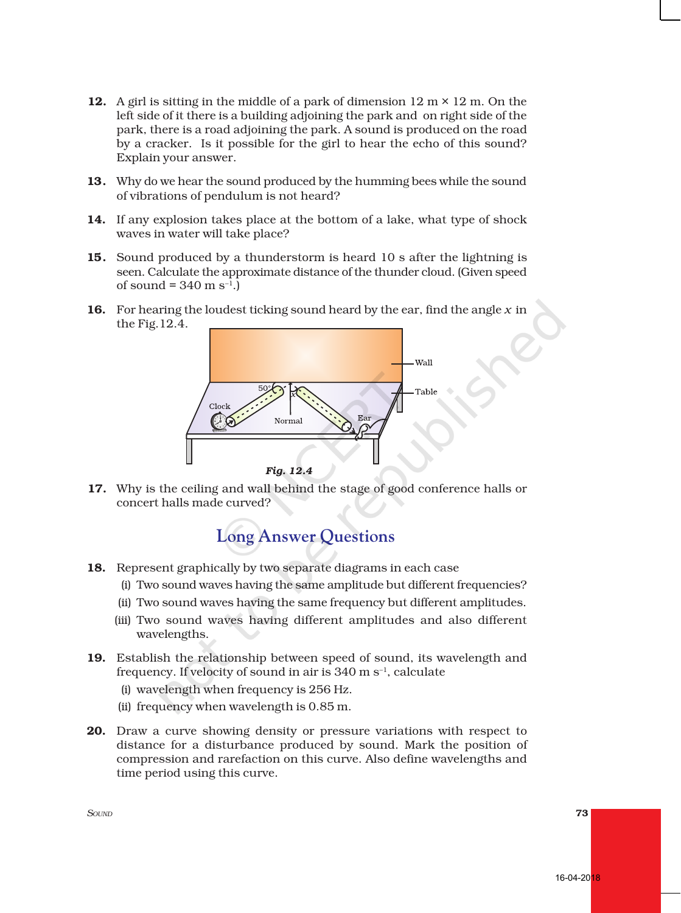12. A girl is sitting in the middle of a park of dimension 12 m × 12 m. On the left side of it there is a building adjoining the park and on right side of the park, there is a road adjoining the park. A sound is produced on the road by a cracker. Is it possible for the girl to hear the echo of this sound? Explain your answer.

13. Why do we hear the sound produced by the humming bees while the sound of vibrations of pendulum is not heard?

14. If any explosion takes place at the bottom of a lake, what type of shock waves in water will take place?

15. Sound produced by a thunderstorm is heard 10 s after the lightning is seen. Calculate the approximate distance of the thunder cloud. (Given speed of sound = 340 m $s^{-1}$.)

16. For hearing the loudest ticking sound heard by the ear, find the angle $x$ in the Fig. 12.4.

Wall

Table

50°

$x$

Clock

Normal

Ear

*Fig. 12.4*

17. Why is the ceiling and wall behind the stage of good conference halls or concert halls made curved?

## Long Answer Questions

18. Represent graphically by two separate diagrams in each case
    (i) Two sound waves having the same amplitude but different frequencies?
    (ii) Two sound waves having the same frequency but different amplitudes.
    (iii) Two sound waves having different amplitudes and also different wavelengths.

19. Establish the relationship between speed of sound, its wavelength and frequency. If velocity of sound in air is 340 m $s^{-1}$, calculate
    (i) wavelength when frequency is 256 Hz.
    (ii) frequency when wavelength is 0.85 m.

20. Draw a curve showing density or pressure variations with respect to distance for a disturbance produced by sound. Mark the position of compression and rarefaction on this curve. Also define wavelengths and time period using this curve.